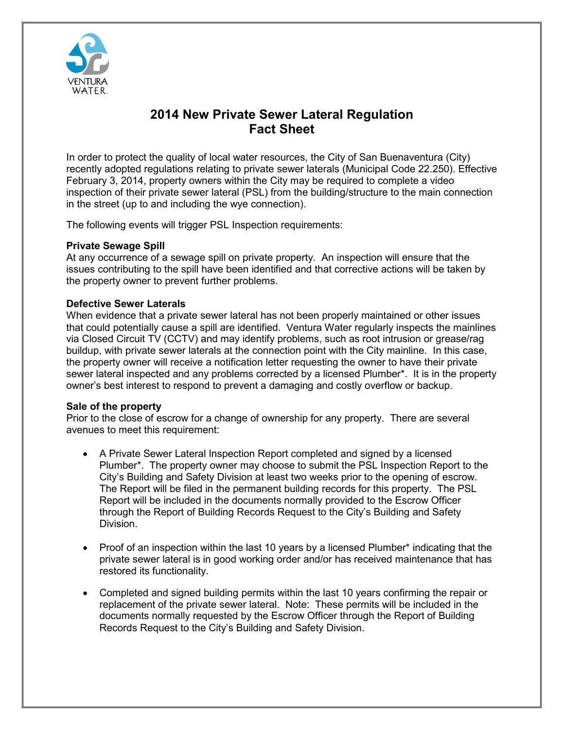# 2014 New Private Sewer Lateral Regulation Fact Sheet

In order to protect the quality of local water resources, the City of San Buenaventura (City) recently adopted regulations relating to private sewer laterals (Municipal Code 22.250). Effective February 3, 2014, property owners within the City may be required to complete a video inspection of their private sewer lateral (PSL) from the building/structure to the main connection in the street (up to and including the wye connection).

The following events will trigger PSL Inspection requirements:

**Private Sewage Spill**
At any occurrence of a sewage spill on private property. An inspection will ensure that the issues contributing to the spill have been identified and that corrective actions will be taken by the property owner to prevent further problems.

**Defective Sewer Laterals**
When evidence that a private sewer lateral has not been properly maintained or other issues that could potentially cause a spill are identified. Ventura Water regularly inspects the mainlines via Closed Circuit TV (CCTV) and may identify problems, such as root intrusion or grease/rag buildup, with private sewer laterals at the connection point with the City mainline. In this case, the property owner will receive a notification letter requesting the owner to have their private sewer lateral inspected and any problems corrected by a licensed Plumber*. It is in the property owner's best interest to respond to prevent a damaging and costly overflow or backup.

**Sale of the property**
Prior to the close of escrow for a change of ownership for any property. There are several avenues to meet this requirement:

- A Private Sewer Lateral Inspection Report completed and signed by a licensed Plumber*. The property owner may choose to submit the PSL Inspection Report to the City's Building and Safety Division at least two weeks prior to the opening of escrow. The Report will be filed in the permanent building records for this property. The PSL Report will be included in the documents normally provided to the Escrow Officer through the Report of Building Records Request to the City's Building and Safety Division.

- Proof of an inspection within the last 10 years by a licensed Plumber* indicating that the private sewer lateral is in good working order and/or has received maintenance that has restored its functionality.

- Completed and signed building permits within the last 10 years confirming the repair or replacement of the private sewer lateral. Note: These permits will be included in the documents normally requested by the Escrow Officer through the Report of Building Records Request to the City's Building and Safety Division.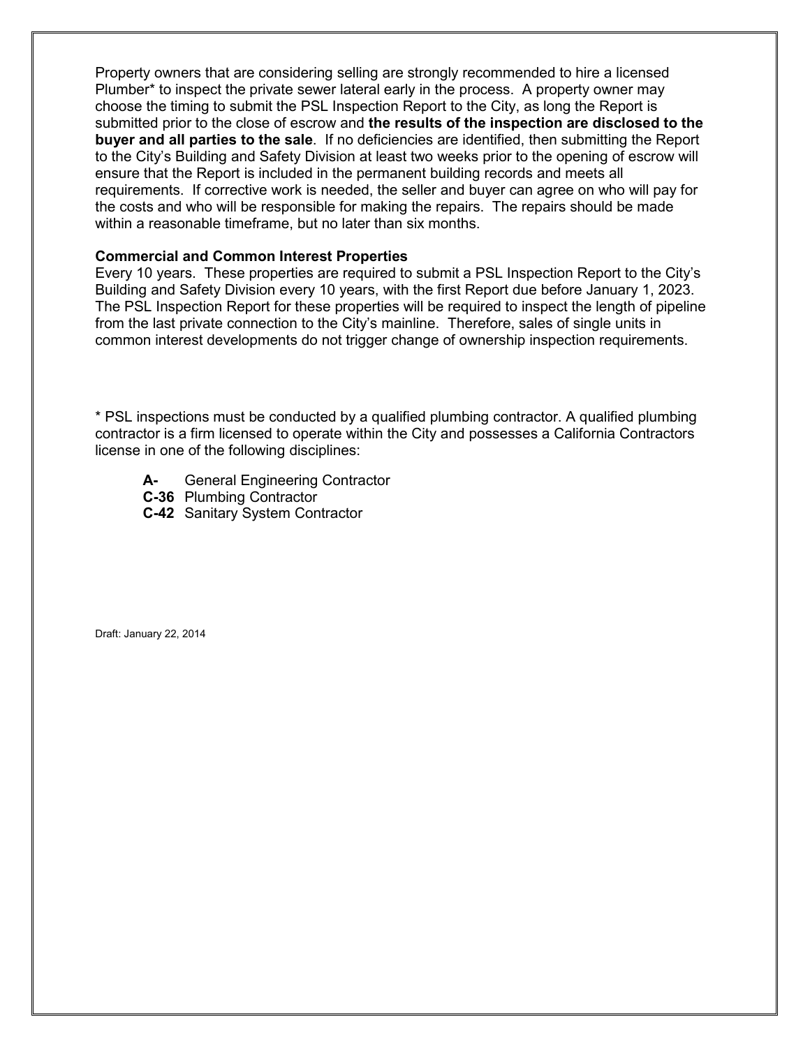Property owners that are considering selling are strongly recommended to hire a licensed Plumber* to inspect the private sewer lateral early in the process. A property owner may choose the timing to submit the PSL Inspection Report to the City, as long the Report is submitted prior to the close of escrow and **the results of the inspection are disclosed to the buyer and all parties to the sale**. If no deficiencies are identified, then submitting the Report to the City's Building and Safety Division at least two weeks prior to the opening of escrow will ensure that the Report is included in the permanent building records and meets all requirements. If corrective work is needed, the seller and buyer can agree on who will pay for the costs and who will be responsible for making the repairs. The repairs should be made within a reasonable timeframe, but no later than six months.

**Commercial and Common Interest Properties**

Every 10 years. These properties are required to submit a PSL Inspection Report to the City's Building and Safety Division every 10 years, with the first Report due before January 1, 2023. The PSL Inspection Report for these properties will be required to inspect the length of pipeline from the last private connection to the City's mainline. Therefore, sales of single units in common interest developments do not trigger change of ownership inspection requirements.

* PSL inspections must be conducted by a qualified plumbing contractor. A qualified plumbing contractor is a firm licensed to operate within the City and possesses a California Contractors license in one of the following disciplines:

- **A-** General Engineering Contractor
- **C-36** Plumbing Contractor
- **C-42** Sanitary System Contractor

Draft: January 22, 2014